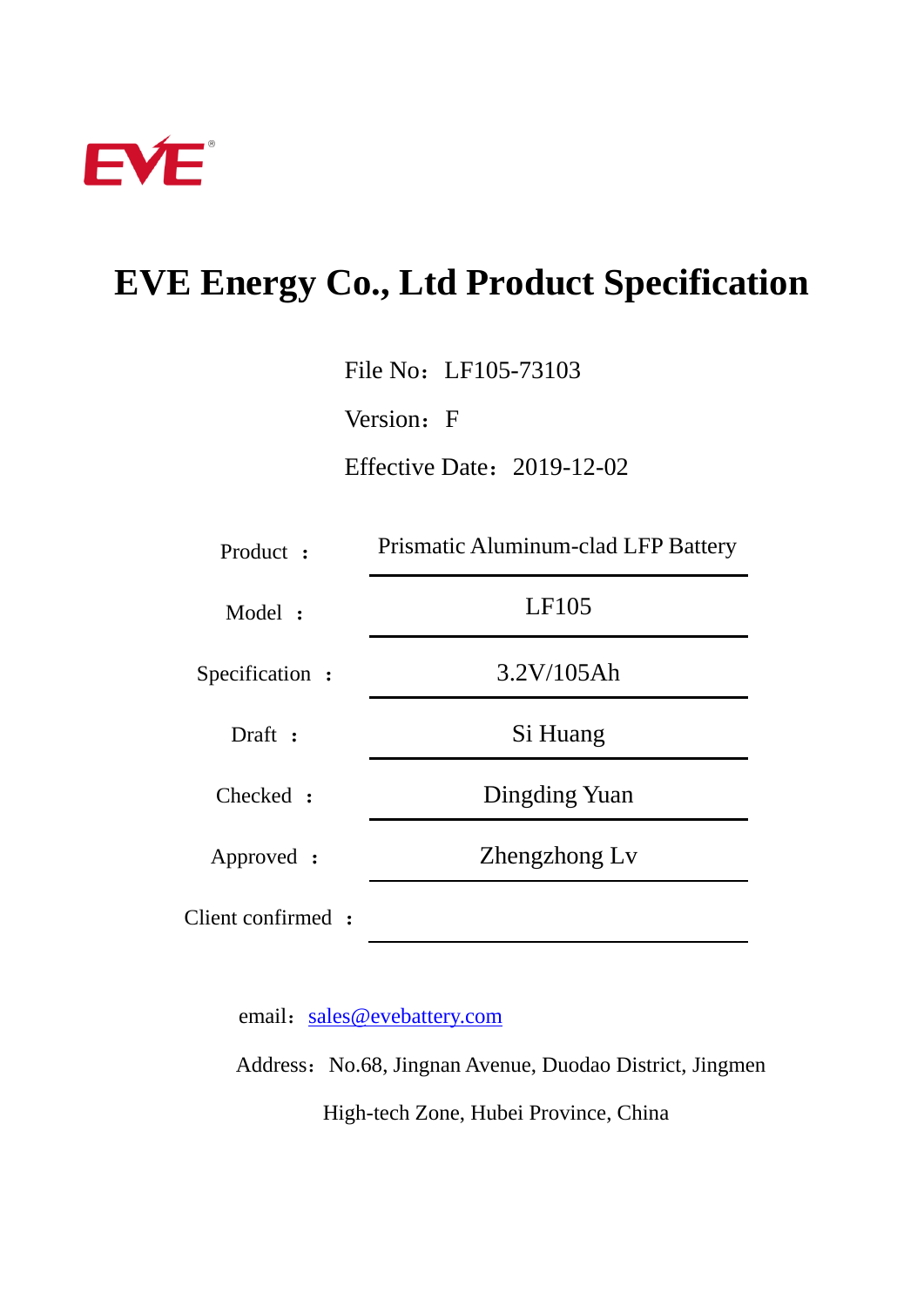EVE

# EVE Energy Co., Ltd Product Specification

File No：LF105-73103

Version：F

Effective Date：2019-12-02

| | |
|---|---|
| Product ： | Prismatic Aluminum-clad LFP Battery |
| Model ： | LF105 |
| Specification ： | 3.2V/105Ah |
| Draft ： | Si Huang |
| Checked ： | Dingding Yuan |
| Approved ： | Zhengzhong Lv |
| Client confirmed ： | |

email：sales@evebattery.com

Address：No.68, Jingnan Avenue, Duodao District, Jingmen High-tech Zone, Hubei Province, China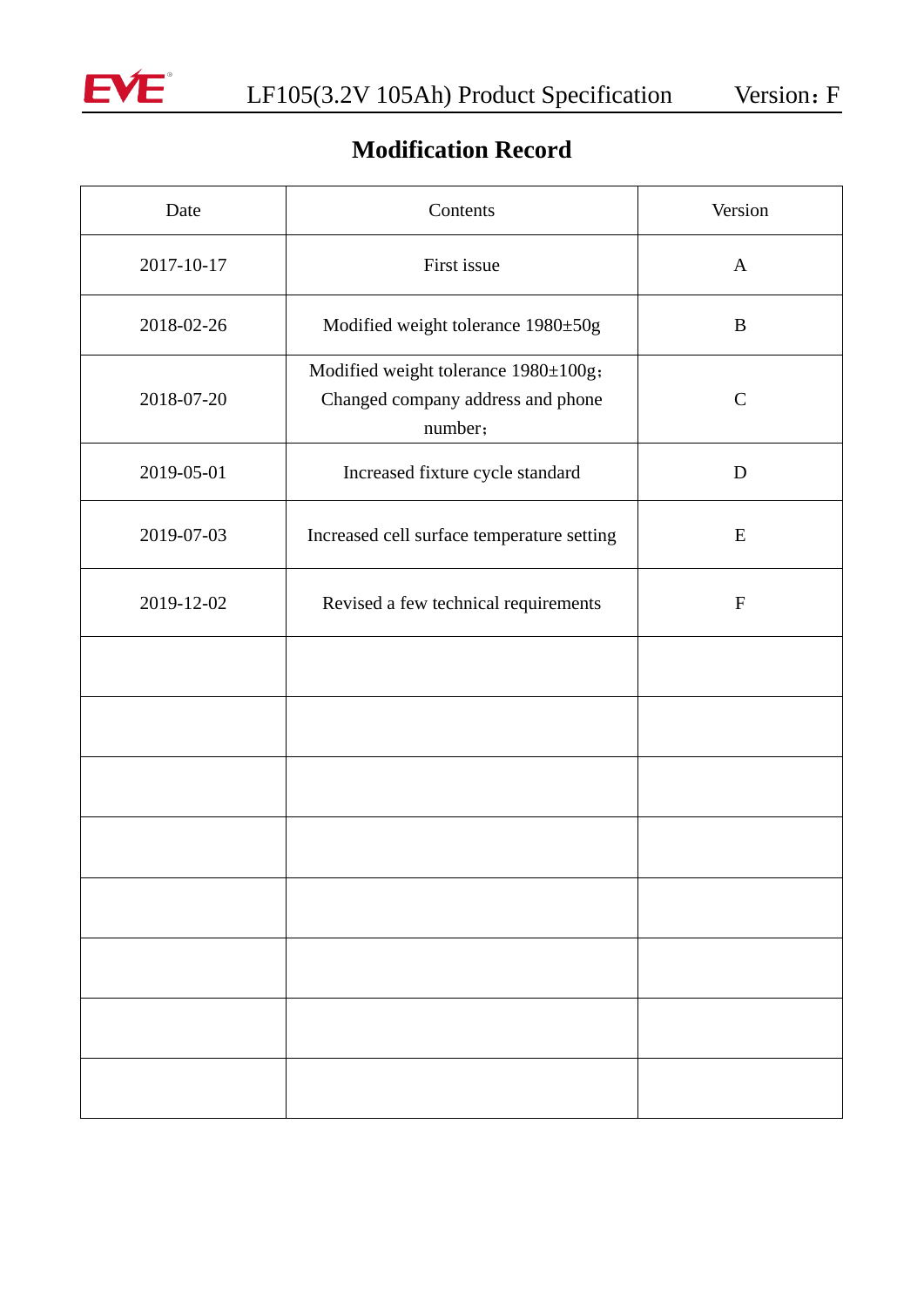# Modification Record

| Date | Contents | Version |
| --- | --- | --- |
| 2017-10-17 | First issue | A |
| 2018-02-26 | Modified weight tolerance 1980±50g | B |
| 2018-07-20 | Modified weight tolerance 1980±100g；Changed company address and phone number； | C |
| 2019-05-01 | Increased fixture cycle standard | D |
| 2019-07-03 | Increased cell surface temperature setting | E |
| 2019-12-02 | Revised a few technical requirements | F |
| | | |
| | | |
| | | |
| | | |
| | | |
| | | |
| | | |
| | | |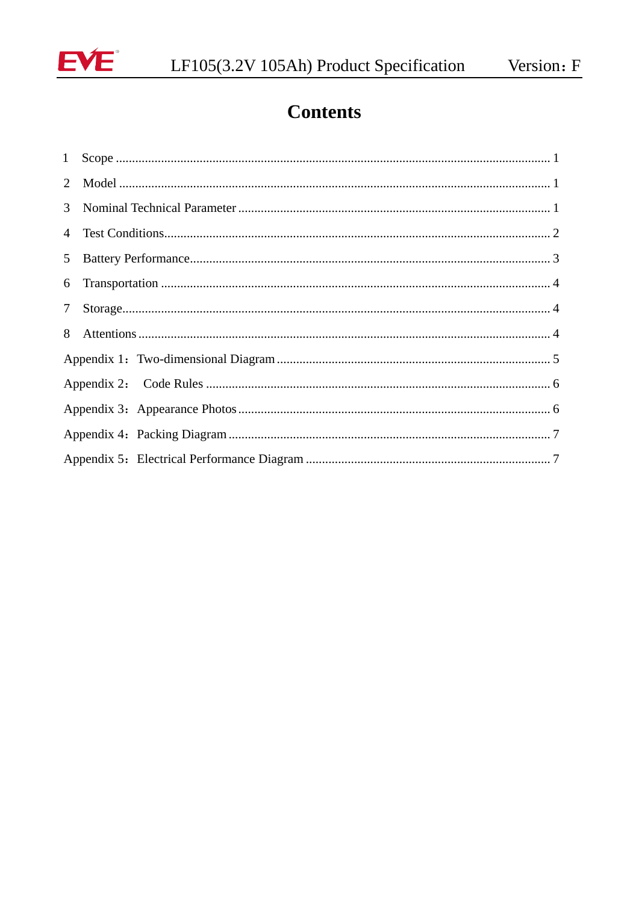# Contents

1 Scope ........................................................................................................................ 1

2 Model ........................................................................................................................ 1

3 Nominal Technical Parameter ................................................................................. 1

4 Test Conditions........................................................................................................ 2

5 Battery Performance................................................................................................ 3

6 Transportation ......................................................................................................... 4

7 Storage...................................................................................................................... 4

8 Attentions ................................................................................................................ 4

Appendix 1：Two-dimensional Diagram ..................................................................... 5

Appendix 2： Code Rules ........................................................................................... 6

Appendix 3：Appearance Photos ................................................................................. 6

Appendix 4：Packing Diagram .................................................................................... 7

Appendix 5：Electrical Performance Diagram ............................................................ 7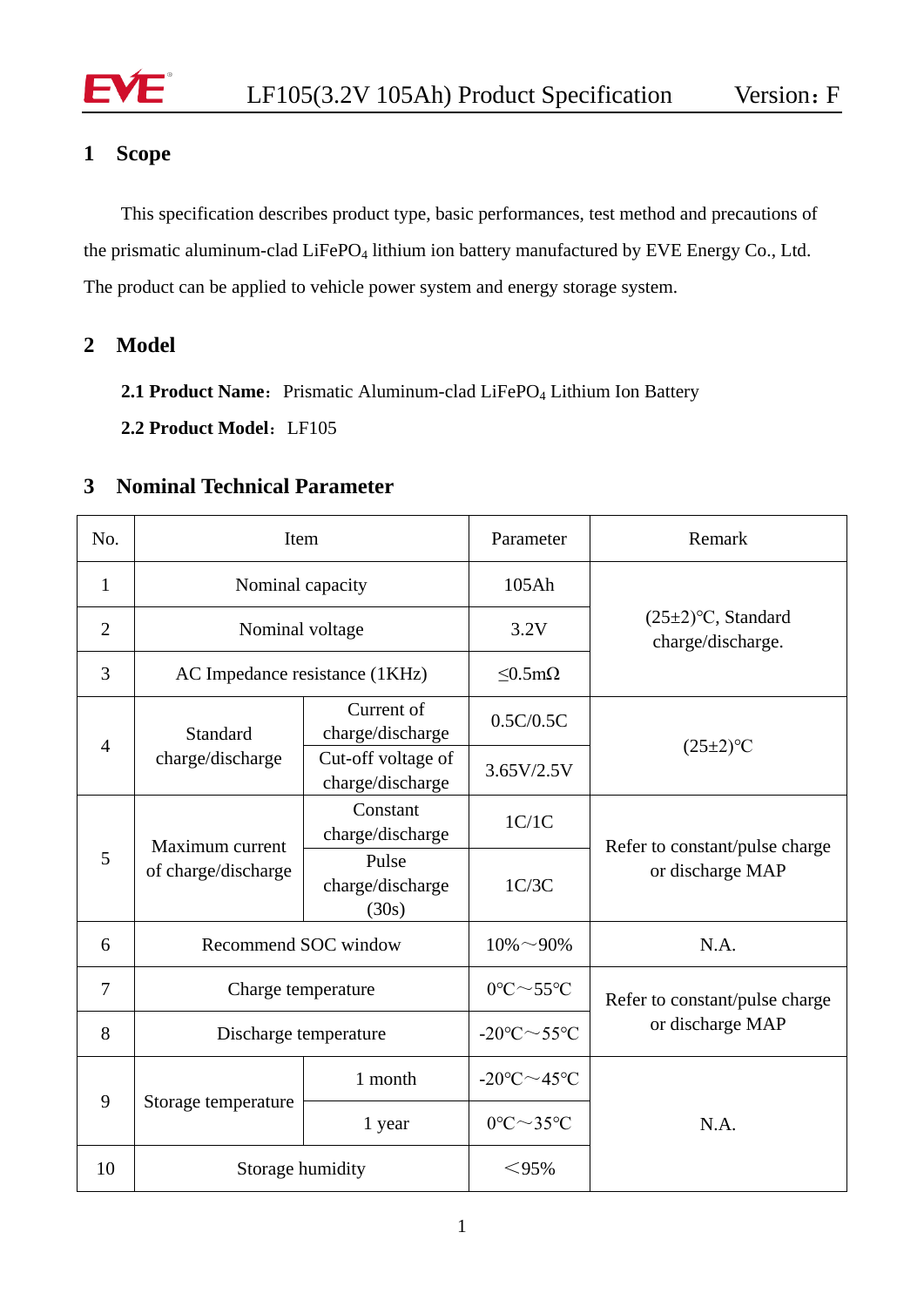## 1 Scope

This specification describes product type, basic performances, test method and precautions of the prismatic aluminum-clad $LiFePO_4$ lithium ion battery manufactured by EVE Energy Co., Ltd. The product can be applied to vehicle power system and energy storage system.

## 2 Model

**2.1 Product Name**：Prismatic Aluminum-clad $LiFePO_4$ Lithium Ion Battery

**2.2 Product Model**：LF105

## 3 Nominal Technical Parameter

| No. | Item | | Parameter | Remark |
|---|---|---|---|---|
| 1 | Nominal capacity | | 105Ah | (25±2)℃, Standard charge/discharge. |
| 2 | Nominal voltage | | 3.2V | |
| 3 | AC Impedance resistance (1KHz) | | ≤0.5mΩ | |
| 4 | Standard charge/discharge | Current of charge/discharge | 0.5C/0.5C | (25±2)℃ |
| | | Cut-off voltage of charge/discharge | 3.65V/2.5V | |
| 5 | Maximum current of charge/discharge | Constant charge/discharge | 1C/1C | Refer to constant/pulse charge or discharge MAP |
| | | Pulse charge/discharge (30s) | 1C/3C | |
| 6 | Recommend SOC window | | 10%～90% | N.A. |
| 7 | Charge temperature | | 0℃～55℃ | Refer to constant/pulse charge or discharge MAP |
| 8 | Discharge temperature | | -20℃～55℃ | |
| 9 | Storage temperature | 1 month | -20℃～45℃ | N.A. |
| | | 1 year | 0℃～35℃ | |
| 10 | Storage humidity | | ＜95% | |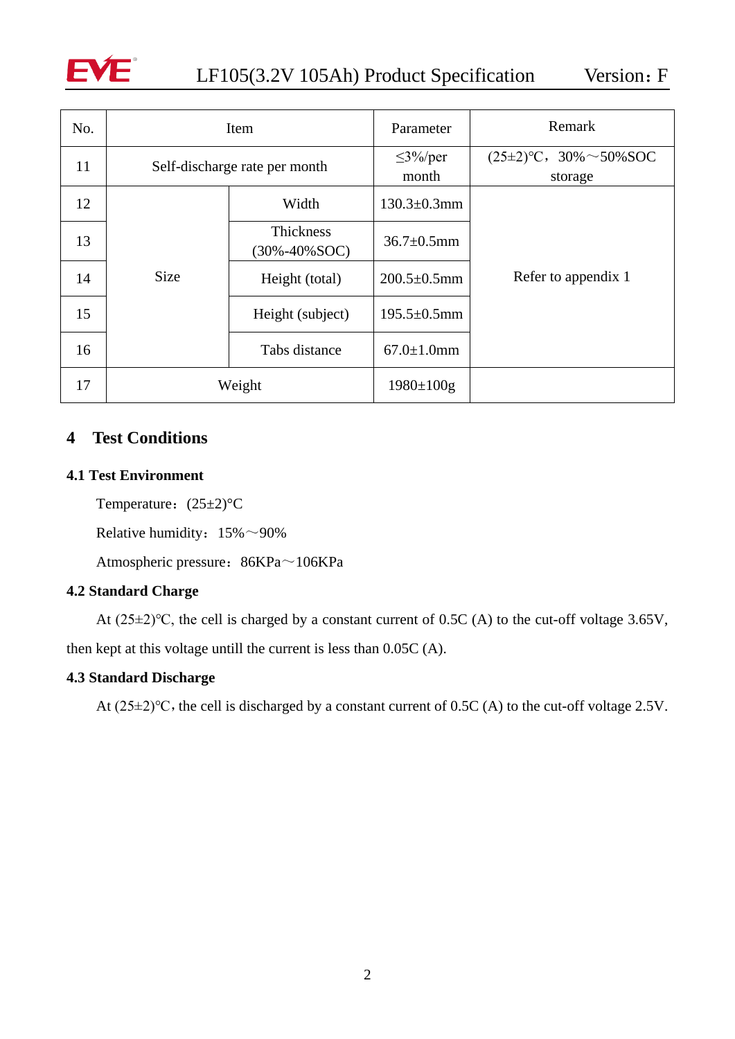| No. | Item | | Parameter | Remark |
|---|---|---|---|---|
| 11 | Self-discharge rate per month | | ≤3%/per month | (25±2)℃，30%～50%SOC storage |
| 12 | Size | Width | 130.3±0.3mm | Refer to appendix 1 |
| 13 | | Thickness (30%-40%SOC) | 36.7±0.5mm | |
| 14 | | Height (total) | 200.5±0.5mm | |
| 15 | | Height (subject) | 195.5±0.5mm | |
| 16 | | Tabs distance | 67.0±1.0mm | |
| 17 | Weight | | 1980±100g | |

# 4 Test Conditions

## 4.1 Test Environment

Temperature：(25±2)℃

Relative humidity：15%～90%

Atmospheric pressure：86KPa～106KPa

## 4.2 Standard Charge

At (25±2)℃, the cell is charged by a constant current of 0.5C (A) to the cut-off voltage 3.65V, then kept at this voltage untill the current is less than 0.05C (A).

## 4.3 Standard Discharge

At (25±2)℃, the cell is discharged by a constant current of 0.5C (A) to the cut-off voltage 2.5V.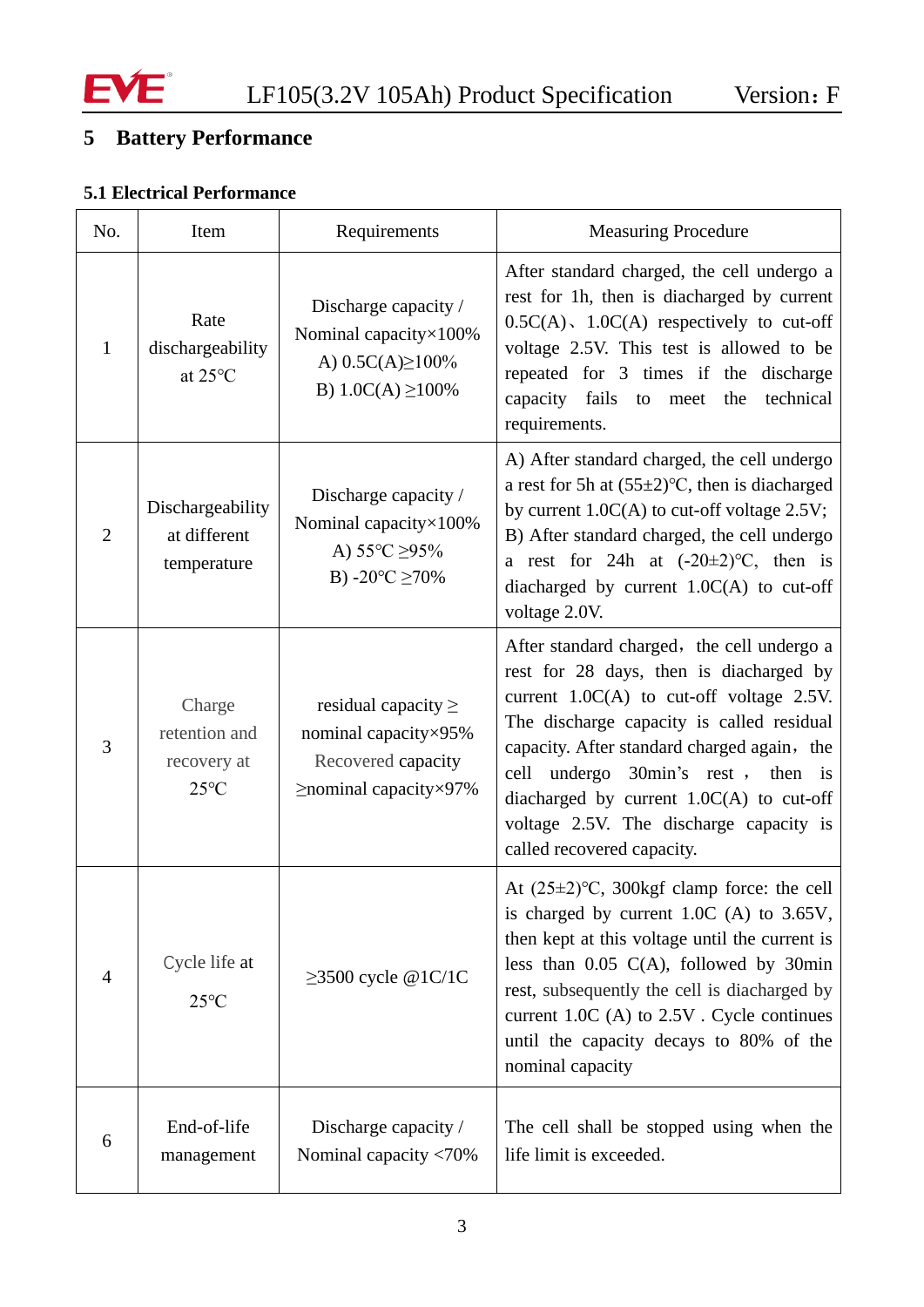# 5 Battery Performance

## 5.1 Electrical Performance

| No. | Item | Requirements | Measuring Procedure |
|---|---|---|---|
| 1 | Rate dischargeability at 25℃ | Discharge capacity / Nominal capacity×100%<br>A) 0.5C(A)≥100%<br>B) 1.0C(A) ≥100% | After standard charged, the cell undergo a rest for 1h, then is diacharged by current 0.5C(A)、1.0C(A) respectively to cut-off voltage 2.5V. This test is allowed to be repeated for 3 times if the discharge capacity fails to meet the technical requirements. |
| 2 | Dischargeability at different temperature | Discharge capacity / Nominal capacity×100%<br>A) 55℃ ≥95%<br>B) -20℃ ≥70% | A) After standard charged, the cell undergo a rest for 5h at (55±2)℃, then is diacharged by current 1.0C(A) to cut-off voltage 2.5V;<br>B) After standard charged, the cell undergo a rest for 24h at (-20±2)℃, then is diacharged by current 1.0C(A) to cut-off voltage 2.0V. |
| 3 | Charge retention and recovery at 25℃ | residual capacity ≥ nominal capacity×95%<br>Recovered capacity ≥nominal capacity×97% | After standard charged，the cell undergo a rest for 28 days, then is diacharged by current 1.0C(A) to cut-off voltage 2.5V. The discharge capacity is called residual capacity. After standard charged again，the cell undergo 30min's rest， then is diacharged by current 1.0C(A) to cut-off voltage 2.5V. The discharge capacity is called recovered capacity. |
| 4 | Cycle life at 25℃ | ≥3500 cycle @1C/1C | At (25±2)℃, 300kgf clamp force: the cell is charged by current 1.0C (A) to 3.65V, then kept at this voltage until the current is less than 0.05 C(A), followed by 30min rest, subsequently the cell is diacharged by current 1.0C (A) to 2.5V . Cycle continues until the capacity decays to 80% of the nominal capacity |
| 6 | End-of-life management | Discharge capacity / Nominal capacity <70% | The cell shall be stopped using when the life limit is exceeded. |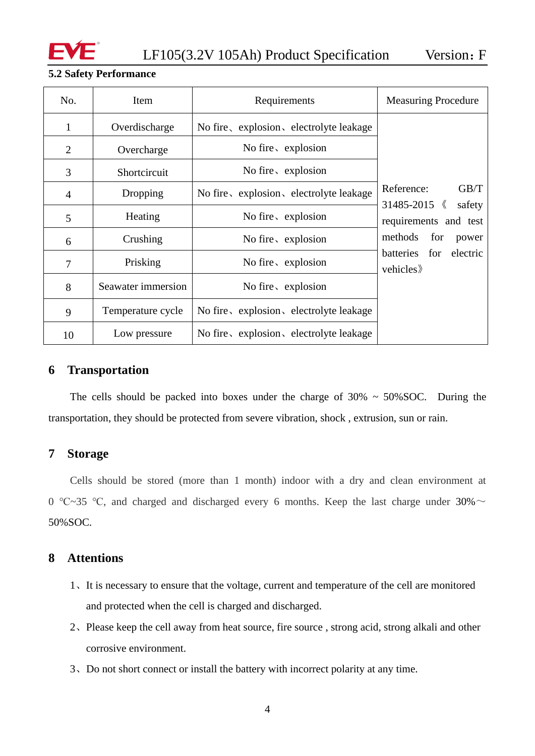### 5.2 Safety Performance

| No. | Item | Requirements | Measuring Procedure |
|---|---|---|---|
| 1 | Overdischarge | No fire、explosion、electrolyte leakage | Reference: GB/T 31485-2015《safety requirements and test methods for power batteries for electric vehicles》 |
| 2 | Overcharge | No fire、explosion | |
| 3 | Shortcircuit | No fire、explosion | |
| 4 | Dropping | No fire、explosion、electrolyte leakage | |
| 5 | Heating | No fire、explosion | |
| 6 | Crushing | No fire、explosion | |
| 7 | Prisking | No fire、explosion | |
| 8 | Seawater immersion | No fire、explosion | |
| 9 | Temperature cycle | No fire、explosion、electrolyte leakage | |
| 10 | Low pressure | No fire、explosion、electrolyte leakage | |

## 6 Transportation

The cells should be packed into boxes under the charge of 30% ~ 50%SOC. During the transportation, they should be protected from severe vibration, shock , extrusion, sun or rain.

## 7 Storage

Cells should be stored (more than 1 month) indoor with a dry and clean environment at 0 ℃~35 ℃, and charged and discharged every 6 months. Keep the last charge under 30%～50%SOC.

## 8 Attentions

1、It is necessary to ensure that the voltage, current and temperature of the cell are monitored and protected when the cell is charged and discharged.

2、Please keep the cell away from heat source, fire source , strong acid, strong alkali and other corrosive environment.

3、Do not short connect or install the battery with incorrect polarity at any time.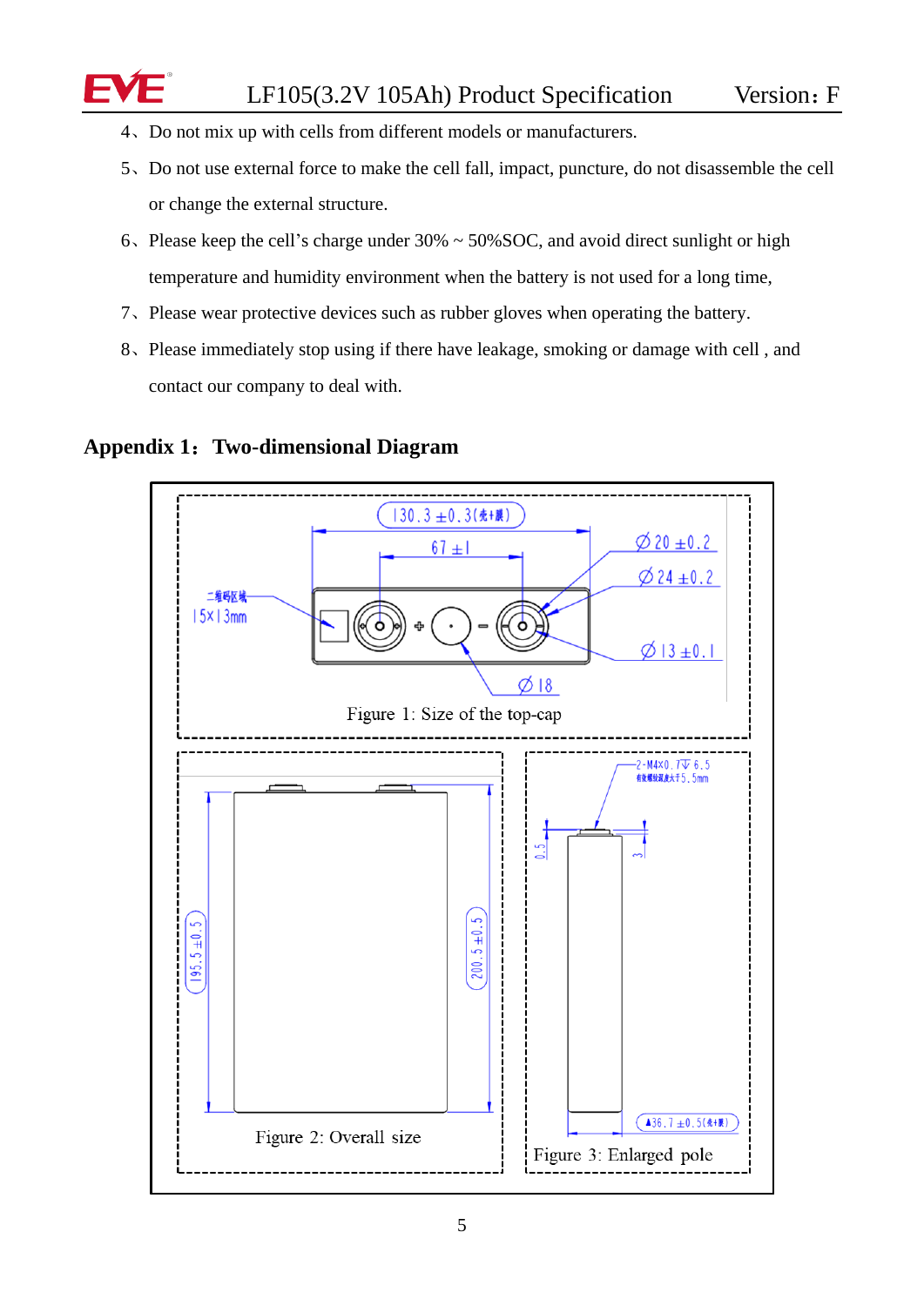4、Do not mix up with cells from different models or manufacturers.

5、Do not use external force to make the cell fall, impact, puncture, do not disassemble the cell or change the external structure.

6、Please keep the cell's charge under 30% ~ 50%SOC, and avoid direct sunlight or high temperature and humidity environment when the battery is not used for a long time,

7、Please wear protective devices such as rubber gloves when operating the battery.

8、Please immediately stop using if there have leakage, smoking or damage with cell , and contact our company to deal with.

## Appendix 1：Two-dimensional Diagram

130.3 ±0.3

67 ±1

二维码区域 15×13mm

Ø20 ±0.2

Ø24 ±0.2

Ø13 ±0.1

Ø18

Figure 1: Size of the top-cap

195.5 ±0.5

200.5 ±0.5

Figure 2: Overall size

2-M4×0.7↧6.5

0.5

3

36.7 ±0.5

Figure 3: Enlarged pole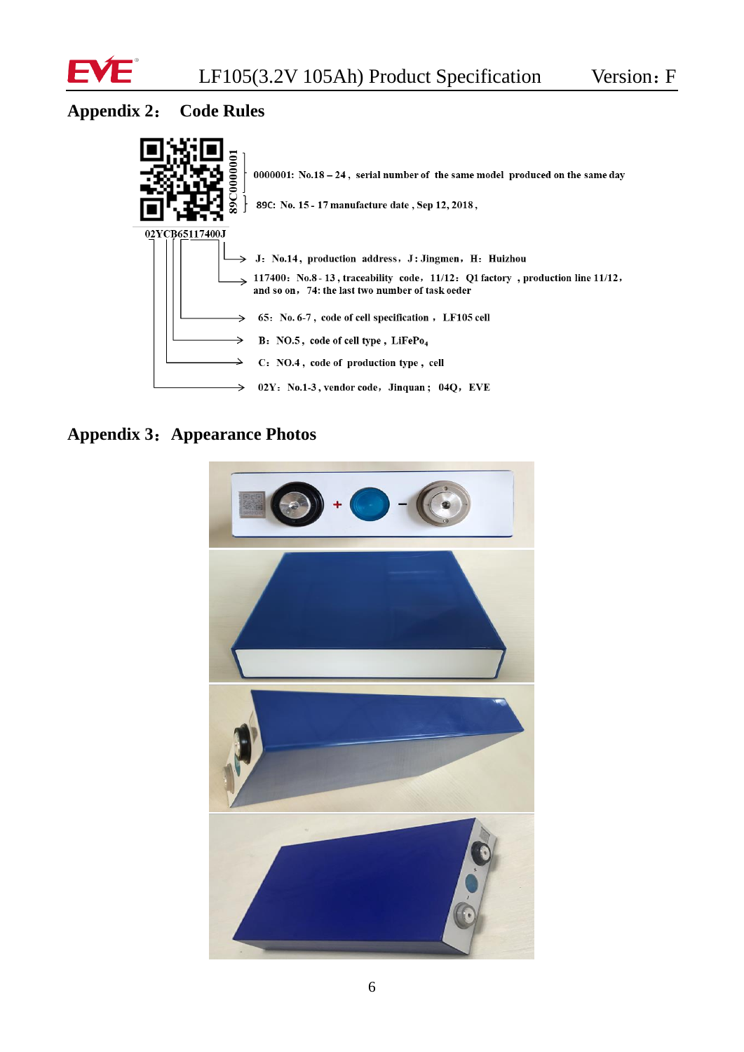## Appendix 2： Code Rules

89C0000001

0000001: No.18 – 24， serial number of the same model produced on the same day

89C: No. 15 - 17 manufacture date，Sep 12, 2018，

02YCB65117400J

J：No.14，production address，J: Jingmen，H：Huizhou

117400：No.8 - 13，traceability code，11/12：Q1 factory，production line 11/12，and so on，74: the last two number of task oeder

65：No. 6-7，code of cell specification，LF105 cell

B：NO.5，code of cell type，$LiFePo_4$

C：NO.4，code of production type，cell

02Y：No.1-3，vendor code，Jinquan； 04Q，EVE

## Appendix 3：Appearance Photos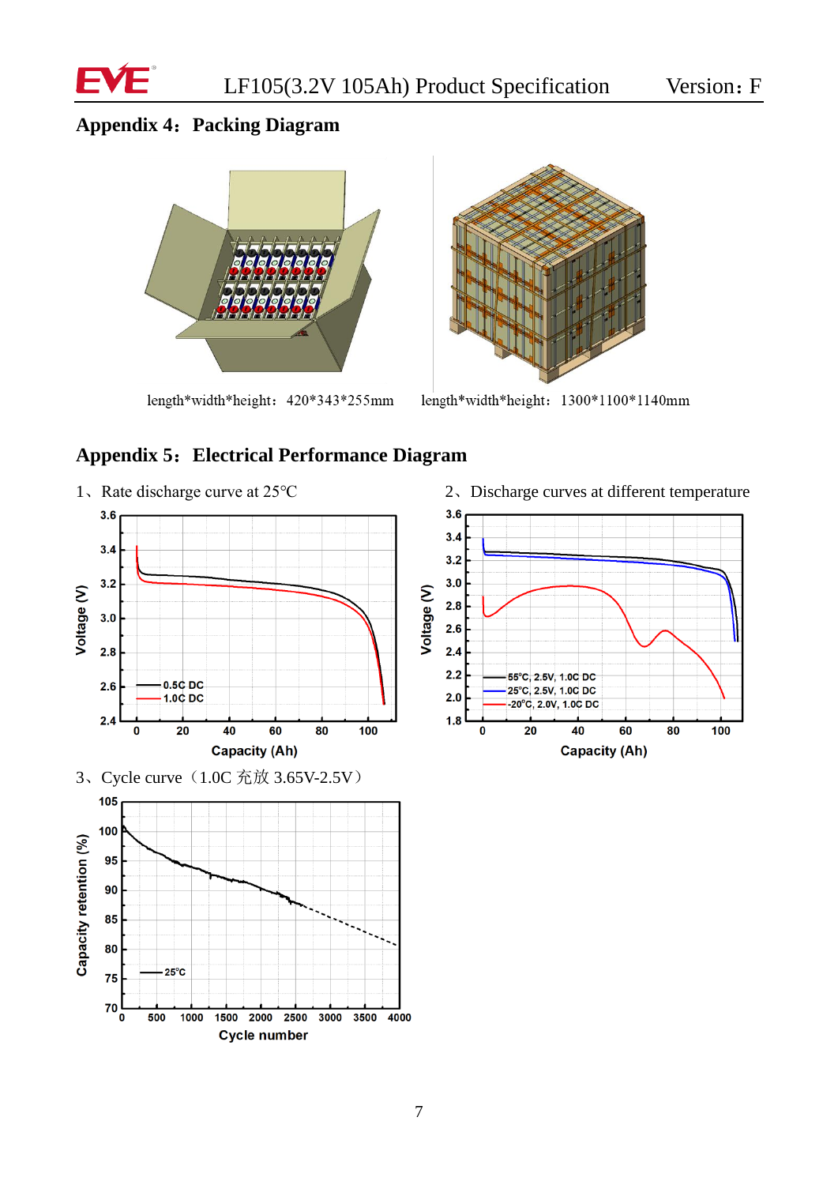## Appendix 4：Packing Diagram

length*width*height：420*343*255mm

length*width*height：1300*1100*1140mm

## Appendix 5：Electrical Performance Diagram

1、Rate discharge curve at 25℃

Voltage (V)

3.6
3.4
3.2
3.0
2.8
2.6
2.4

0 20 40 60 80 100

Capacity (Ah)

0.5C DC
1.0C DC

2、Discharge curves at different temperature

Voltage (V)

3.6
3.4
3.2
3.0
2.8
2.6
2.4
2.2
2.0
1.8

0 20 40 60 80 100

Capacity (Ah)

55℃, 2.5V, 1.0C DC
25℃, 2.5V, 1.0C DC
-20℃, 2.0V, 1.0C DC

3、Cycle curve（1.0C 充放 3.65V-2.5V）

Capacity retention (%)

105
100
95
90
85
80
75
70

0 500 1000 1500 2000 2500 3000 3500 4000

Cycle number

25℃